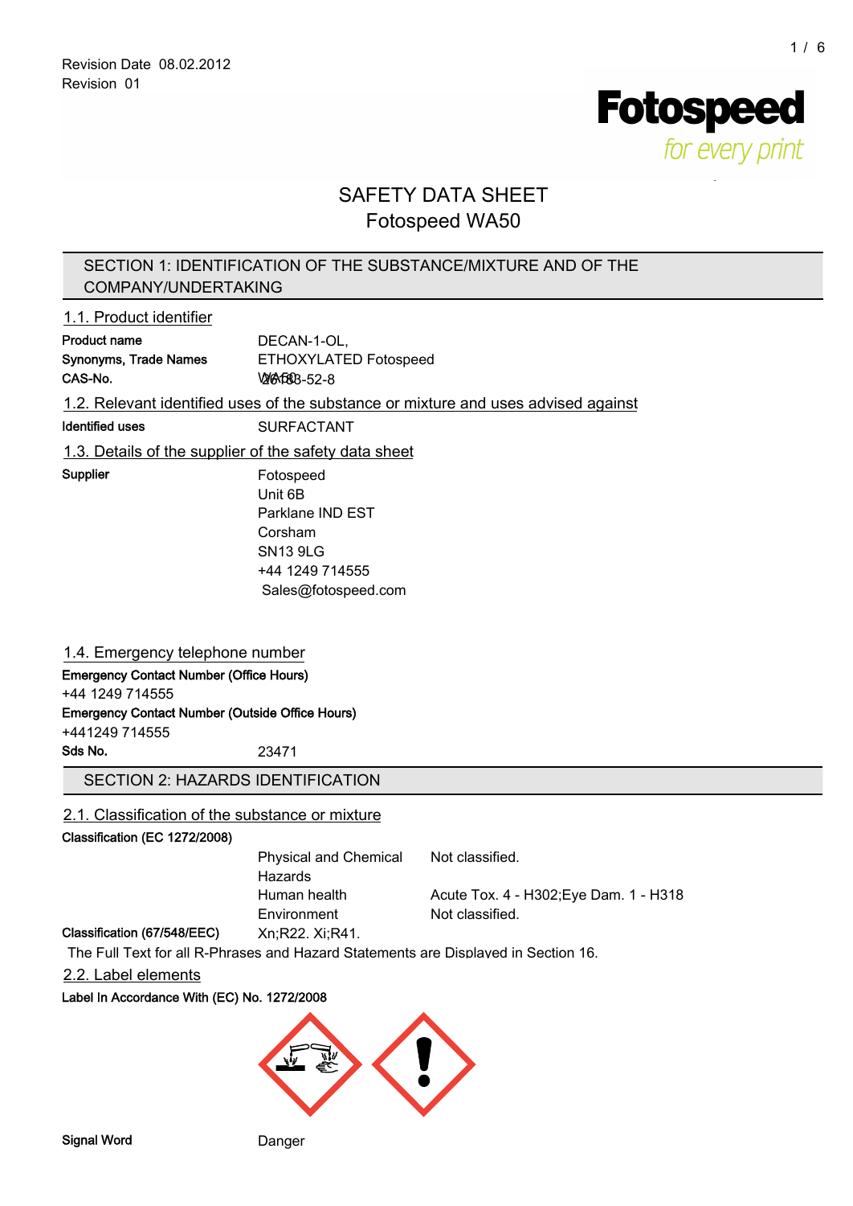Revision Date 08.02.2012
Revision 01

# SAFETY DATA SHEET
# Fotospeed WA50

## SECTION 1: IDENTIFICATION OF THE SUBSTANCE/MIXTURE AND OF THE COMPANY/UNDERTAKING

### 1.1. Product identifier

**Product name** DECAN-1-OL,
**Synonyms, Trade Names** ETHOXYLATED Fotospeed WA50
**CAS-No.** 26183-52-8

### 1.2. Relevant identified uses of the substance or mixture and uses advised against

**Identified uses** SURFACTANT

### 1.3. Details of the supplier of the safety data sheet

**Supplier**
Fotospeed
Unit 6B
Parklane IND EST
Corsham
SN13 9LG
+44 1249 714555
Sales@fotospeed.com

### 1.4. Emergency telephone number

**Emergency Contact Number (Office Hours)**
+44 1249 714555
**Emergency Contact Number (Outside Office Hours)**
+441249 714555
**Sds No.** 23471

## SECTION 2: HAZARDS IDENTIFICATION

### 2.1. Classification of the substance or mixture

**Classification (EC 1272/2008)**

| | |
|---|---|
| Physical and Chemical Hazards | Not classified. |
| Human health | Acute Tox. 4 - H302;Eye Dam. 1 - H318 |
| Environment | Not classified. |

**Classification (67/548/EEC)** Xn;R22. Xi;R41.

The Full Text for all R-Phrases and Hazard Statements are Displayed in Section 16.

### 2.2. Label elements

**Label In Accordance With (EC) No. 1272/2008**

**Signal Word** Danger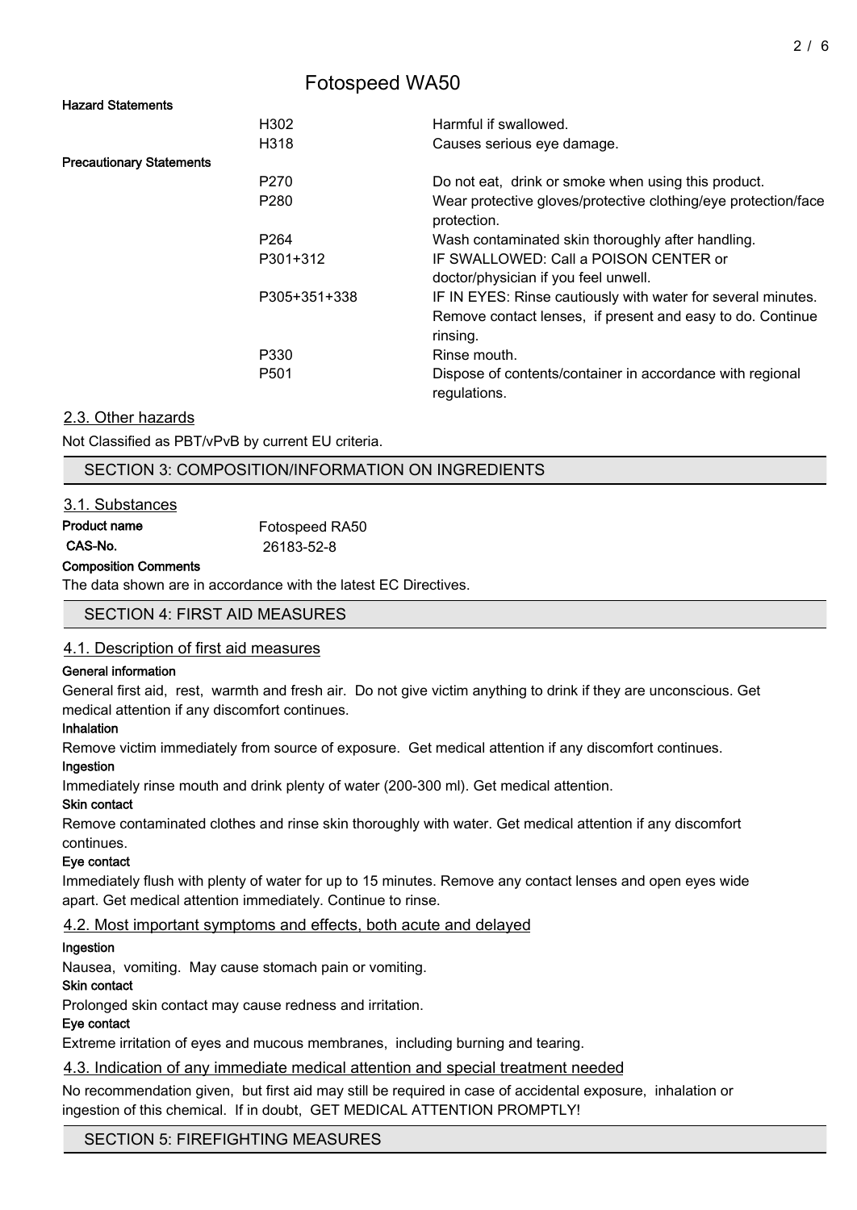Fotospeed WA50

**Hazard Statements**

| | | |
|---|---|---|
| | H302 | Harmful if swallowed. |
| | H318 | Causes serious eye damage. |

**Precautionary Statements**

| | | |
|---|---|---|
| | P270 | Do not eat, drink or smoke when using this product. |
| | P280 | Wear protective gloves/protective clothing/eye protection/face protection. |
| | P264 | Wash contaminated skin thoroughly after handling. |
| | P301+312 | IF SWALLOWED: Call a POISON CENTER or doctor/physician if you feel unwell. |
| | P305+351+338 | IF IN EYES: Rinse cautiously with water for several minutes. Remove contact lenses, if present and easy to do. Continue rinsing. |
| | P330 | Rinse mouth. |
| | P501 | Dispose of contents/container in accordance with regional regulations. |

### 2.3. Other hazards

Not Classified as PBT/vPvB by current EU criteria.

## SECTION 3: COMPOSITION/INFORMATION ON INGREDIENTS

### 3.1. Substances

**Product name** Fotospeed RA50

**CAS-No.** 26183-52-8

**Composition Comments**

The data shown are in accordance with the latest EC Directives.

## SECTION 4: FIRST AID MEASURES

### 4.1. Description of first aid measures

**General information**

General first aid, rest, warmth and fresh air. Do not give victim anything to drink if they are unconscious. Get medical attention if any discomfort continues.

**Inhalation**

Remove victim immediately from source of exposure. Get medical attention if any discomfort continues.

**Ingestion**

Immediately rinse mouth and drink plenty of water (200-300 ml). Get medical attention.

**Skin contact**

Remove contaminated clothes and rinse skin thoroughly with water. Get medical attention if any discomfort continues.

**Eye contact**

Immediately flush with plenty of water for up to 15 minutes. Remove any contact lenses and open eyes wide apart. Get medical attention immediately. Continue to rinse.

### 4.2. Most important symptoms and effects, both acute and delayed

**Ingestion**

Nausea, vomiting. May cause stomach pain or vomiting.

**Skin contact**

Prolonged skin contact may cause redness and irritation.

**Eye contact**

Extreme irritation of eyes and mucous membranes, including burning and tearing.

### 4.3. Indication of any immediate medical attention and special treatment needed

No recommendation given, but first aid may still be required in case of accidental exposure, inhalation or ingestion of this chemical. If in doubt, GET MEDICAL ATTENTION PROMPTLY!

## SECTION 5: FIREFIGHTING MEASURES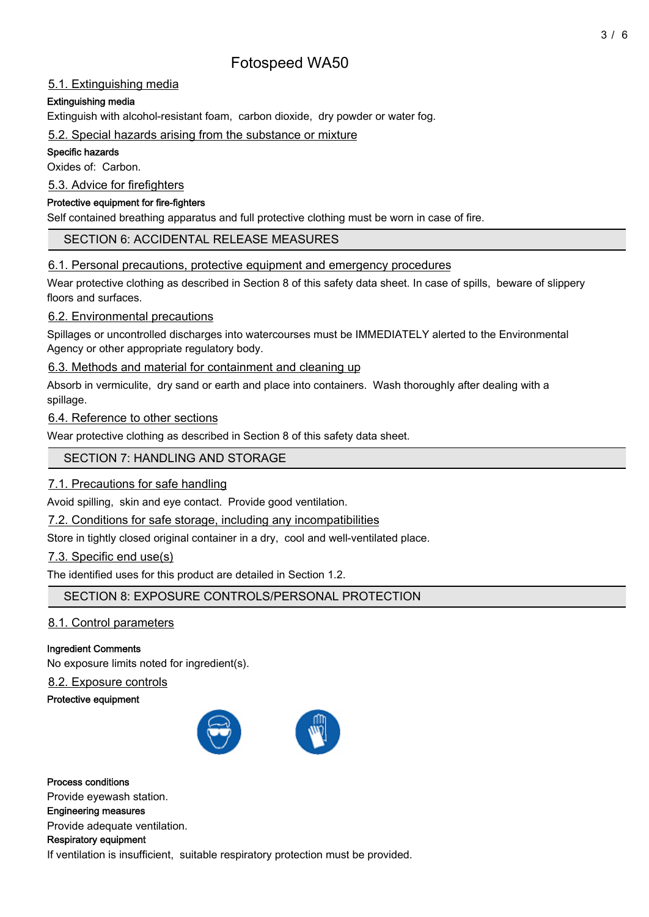## 5.1. Extinguishing media

**Extinguishing media**

Extinguish with alcohol-resistant foam, carbon dioxide, dry powder or water fog.

## 5.2. Special hazards arising from the substance or mixture

**Specific hazards**

Oxides of: Carbon.

## 5.3. Advice for firefighters

**Protective equipment for fire-fighters**

Self contained breathing apparatus and full protective clothing must be worn in case of fire.

# SECTION 6: ACCIDENTAL RELEASE MEASURES

## 6.1. Personal precautions, protective equipment and emergency procedures

Wear protective clothing as described in Section 8 of this safety data sheet. In case of spills, beware of slippery floors and surfaces.

## 6.2. Environmental precautions

Spillages or uncontrolled discharges into watercourses must be IMMEDIATELY alerted to the Environmental Agency or other appropriate regulatory body.

## 6.3. Methods and material for containment and cleaning up

Absorb in vermiculite, dry sand or earth and place into containers. Wash thoroughly after dealing with a spillage.

## 6.4. Reference to other sections

Wear protective clothing as described in Section 8 of this safety data sheet.

# SECTION 7: HANDLING AND STORAGE

## 7.1. Precautions for safe handling

Avoid spilling, skin and eye contact. Provide good ventilation.

## 7.2. Conditions for safe storage, including any incompatibilities

Store in tightly closed original container in a dry, cool and well-ventilated place.

## 7.3. Specific end use(s)

The identified uses for this product are detailed in Section 1.2.

# SECTION 8: EXPOSURE CONTROLS/PERSONAL PROTECTION

## 8.1. Control parameters

**Ingredient Comments**

No exposure limits noted for ingredient(s).

## 8.2. Exposure controls

**Protective equipment**

**Process conditions**

Provide eyewash station.

**Engineering measures**

Provide adequate ventilation.

**Respiratory equipment**

If ventilation is insufficient, suitable respiratory protection must be provided.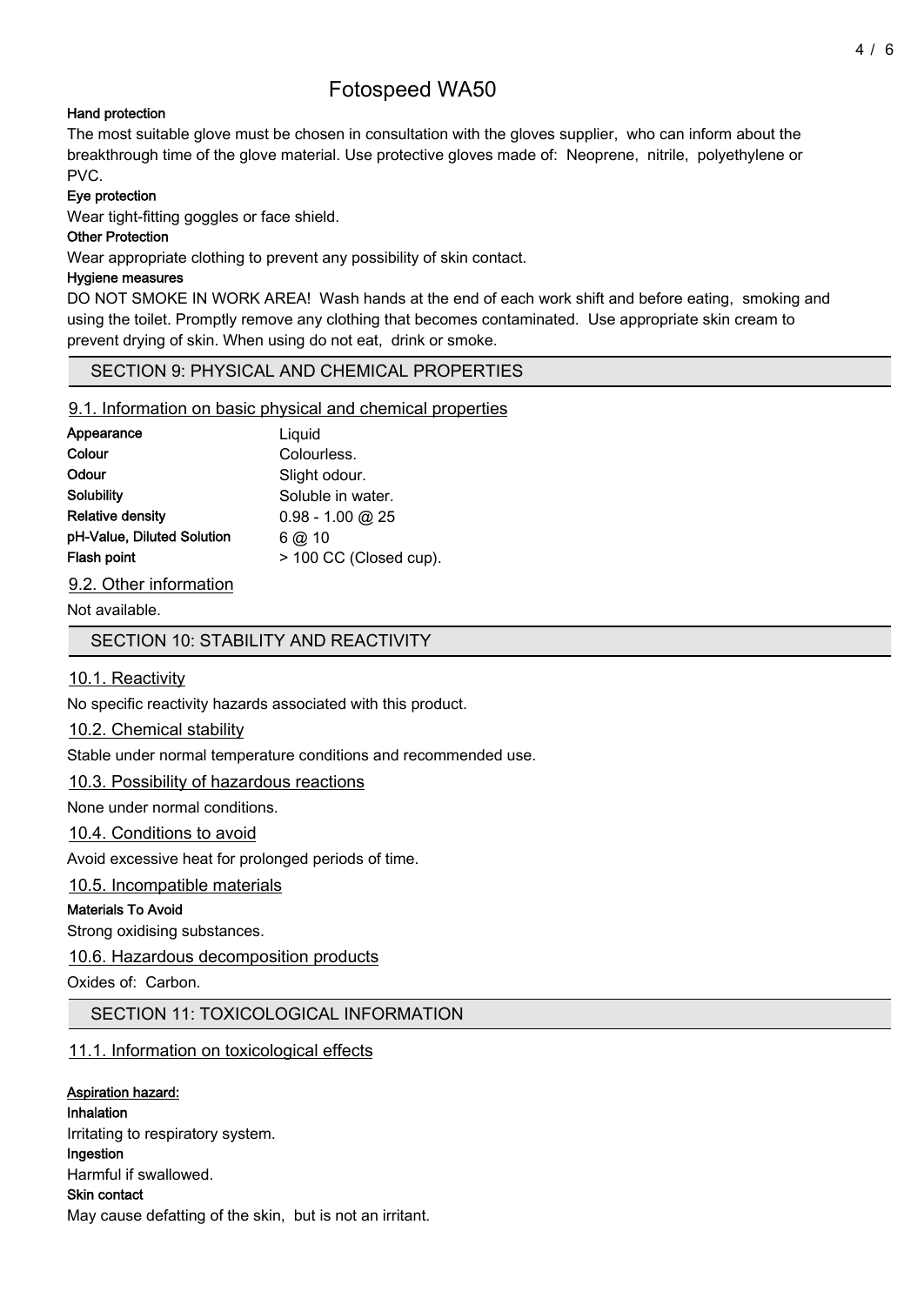# Fotospeed WA50

**Hand protection**

The most suitable glove must be chosen in consultation with the gloves supplier, who can inform about the breakthrough time of the glove material. Use protective gloves made of: Neoprene, nitrile, polyethylene or PVC.

**Eye protection**

Wear tight-fitting goggles or face shield.

**Other Protection**

Wear appropriate clothing to prevent any possibility of skin contact.

**Hygiene measures**

DO NOT SMOKE IN WORK AREA! Wash hands at the end of each work shift and before eating, smoking and using the toilet. Promptly remove any clothing that becomes contaminated. Use appropriate skin cream to prevent drying of skin. When using do not eat, drink or smoke.

## SECTION 9: PHYSICAL AND CHEMICAL PROPERTIES

### 9.1. Information on basic physical and chemical properties

| | |
|---|---|
| **Appearance** | Liquid |
| **Colour** | Colourless. |
| **Odour** | Slight odour. |
| **Solubility** | Soluble in water. |
| **Relative density** | 0.98 - 1.00 @ 25 |
| **pH-Value, Diluted Solution** | 6 @ 10 |
| **Flash point** | > 100 CC (Closed cup). |

### 9.2. Other information

Not available.

## SECTION 10: STABILITY AND REACTIVITY

### 10.1. Reactivity

No specific reactivity hazards associated with this product.

### 10.2. Chemical stability

Stable under normal temperature conditions and recommended use.

### 10.3. Possibility of hazardous reactions

None under normal conditions.

### 10.4. Conditions to avoid

Avoid excessive heat for prolonged periods of time.

### 10.5. Incompatible materials

**Materials To Avoid**

Strong oxidising substances.

### 10.6. Hazardous decomposition products

Oxides of: Carbon.

## SECTION 11: TOXICOLOGICAL INFORMATION

### 11.1. Information on toxicological effects

**Aspiration hazard:**

**Inhalation**

Irritating to respiratory system.

**Ingestion**

Harmful if swallowed.

**Skin contact**

May cause defatting of the skin, but is not an irritant.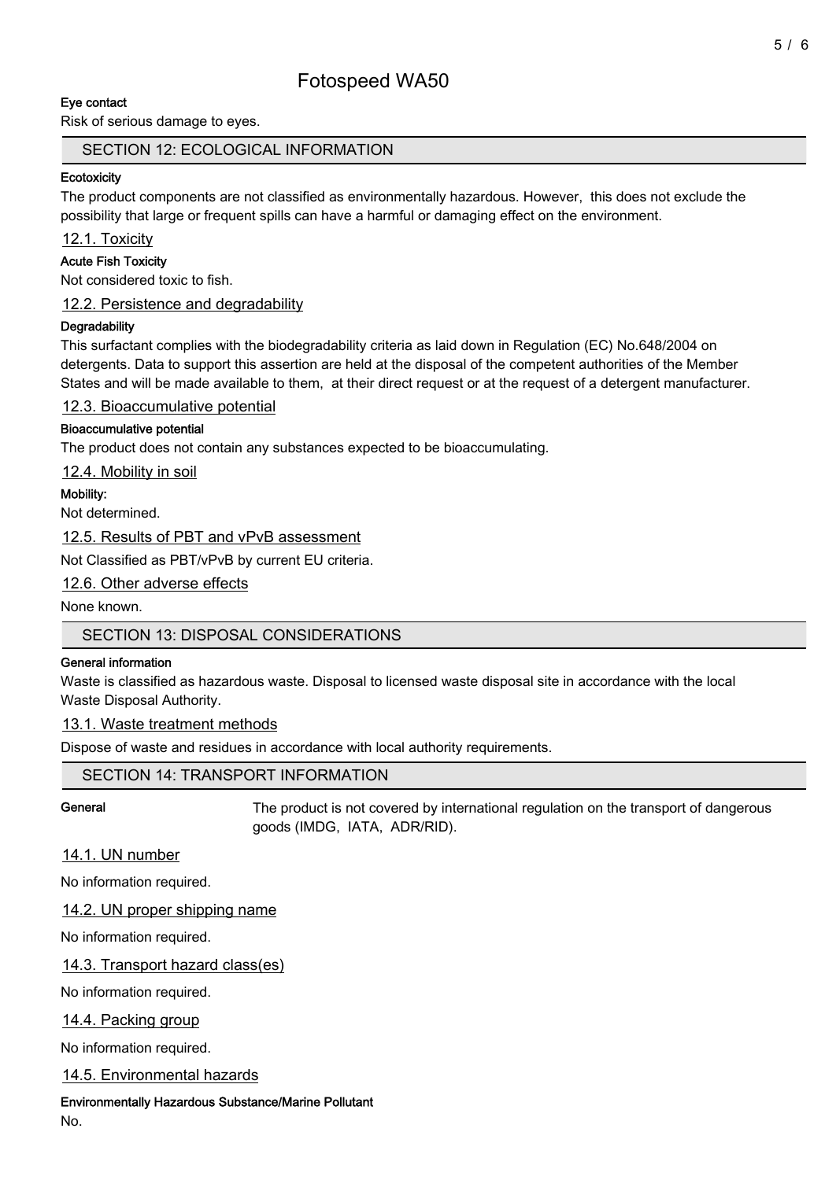**Eye contact**

Risk of serious damage to eyes.

## SECTION 12: ECOLOGICAL INFORMATION

**Ecotoxicity**

The product components are not classified as environmentally hazardous. However, this does not exclude the possibility that large or frequent spills can have a harmful or damaging effect on the environment.

### 12.1. Toxicity

**Acute Fish Toxicity**

Not considered toxic to fish.

### 12.2. Persistence and degradability

**Degradability**

This surfactant complies with the biodegradability criteria as laid down in Regulation (EC) No.648/2004 on detergents. Data to support this assertion are held at the disposal of the competent authorities of the Member States and will be made available to them, at their direct request or at the request of a detergent manufacturer.

### 12.3. Bioaccumulative potential

**Bioaccumulative potential**

The product does not contain any substances expected to be bioaccumulating.

### 12.4. Mobility in soil

**Mobility:**

Not determined.

### 12.5. Results of PBT and vPvB assessment

Not Classified as PBT/vPvB by current EU criteria.

### 12.6. Other adverse effects

None known.

## SECTION 13: DISPOSAL CONSIDERATIONS

**General information**

Waste is classified as hazardous waste. Disposal to licensed waste disposal site in accordance with the local Waste Disposal Authority.

### 13.1. Waste treatment methods

Dispose of waste and residues in accordance with local authority requirements.

## SECTION 14: TRANSPORT INFORMATION

**General** The product is not covered by international regulation on the transport of dangerous goods (IMDG, IATA, ADR/RID).

### 14.1. UN number

No information required.

### 14.2. UN proper shipping name

No information required.

### 14.3. Transport hazard class(es)

No information required.

### 14.4. Packing group

No information required.

### 14.5. Environmental hazards

**Environmentally Hazardous Substance/Marine Pollutant**

No.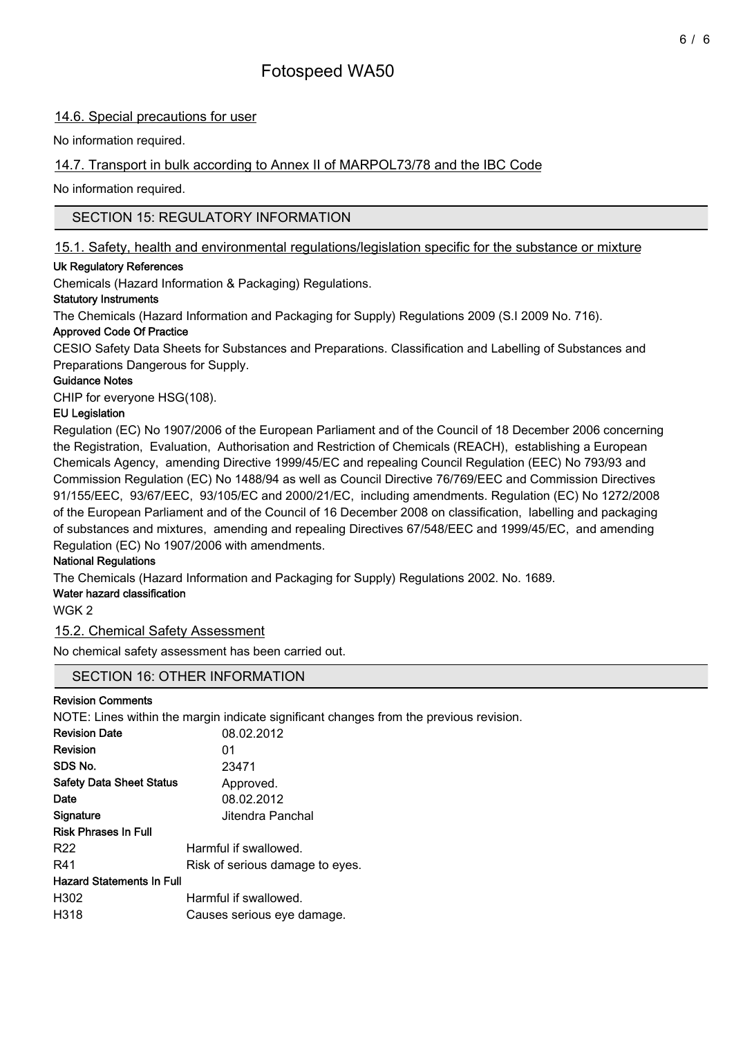#### 14.6. Special precautions for user

No information required.

#### 14.7. Transport in bulk according to Annex II of MARPOL73/78 and the IBC Code

No information required.

## SECTION 15: REGULATORY INFORMATION

#### 15.1. Safety, health and environmental regulations/legislation specific for the substance or mixture

**Uk Regulatory References**

Chemicals (Hazard Information & Packaging) Regulations.

**Statutory Instruments**

The Chemicals (Hazard Information and Packaging for Supply) Regulations 2009 (S.I 2009 No. 716).

**Approved Code Of Practice**

CESIO Safety Data Sheets for Substances and Preparations. Classification and Labelling of Substances and Preparations Dangerous for Supply.

**Guidance Notes**

CHIP for everyone HSG(108).

**EU Legislation**

Regulation (EC) No 1907/2006 of the European Parliament and of the Council of 18 December 2006 concerning the Registration, Evaluation, Authorisation and Restriction of Chemicals (REACH), establishing a European Chemicals Agency, amending Directive 1999/45/EC and repealing Council Regulation (EEC) No 793/93 and Commission Regulation (EC) No 1488/94 as well as Council Directive 76/769/EEC and Commission Directives 91/155/EEC, 93/67/EEC, 93/105/EC and 2000/21/EC, including amendments. Regulation (EC) No 1272/2008 of the European Parliament and of the Council of 16 December 2008 on classification, labelling and packaging of substances and mixtures, amending and repealing Directives 67/548/EEC and 1999/45/EC, and amending Regulation (EC) No 1907/2006 with amendments.

**National Regulations**

The Chemicals (Hazard Information and Packaging for Supply) Regulations 2002. No. 1689.

**Water hazard classification**

WGK 2

#### 15.2. Chemical Safety Assessment

No chemical safety assessment has been carried out.

## SECTION 16: OTHER INFORMATION

**Revision Comments**

NOTE: Lines within the margin indicate significant changes from the previous revision.

| | |
|---|---|
| **Revision Date** | 08.02.2012 |
| **Revision** | 01 |
| **SDS No.** | 23471 |
| **Safety Data Sheet Status** | Approved. |
| **Date** | 08.02.2012 |
| **Signature** | Jitendra Panchal |

**Risk Phrases In Full**

| | |
|---|---|
| R22 | Harmful if swallowed. |
| R41 | Risk of serious damage to eyes. |

**Hazard Statements In Full**

| | |
|---|---|
| H302 | Harmful if swallowed. |
| H318 | Causes serious eye damage. |